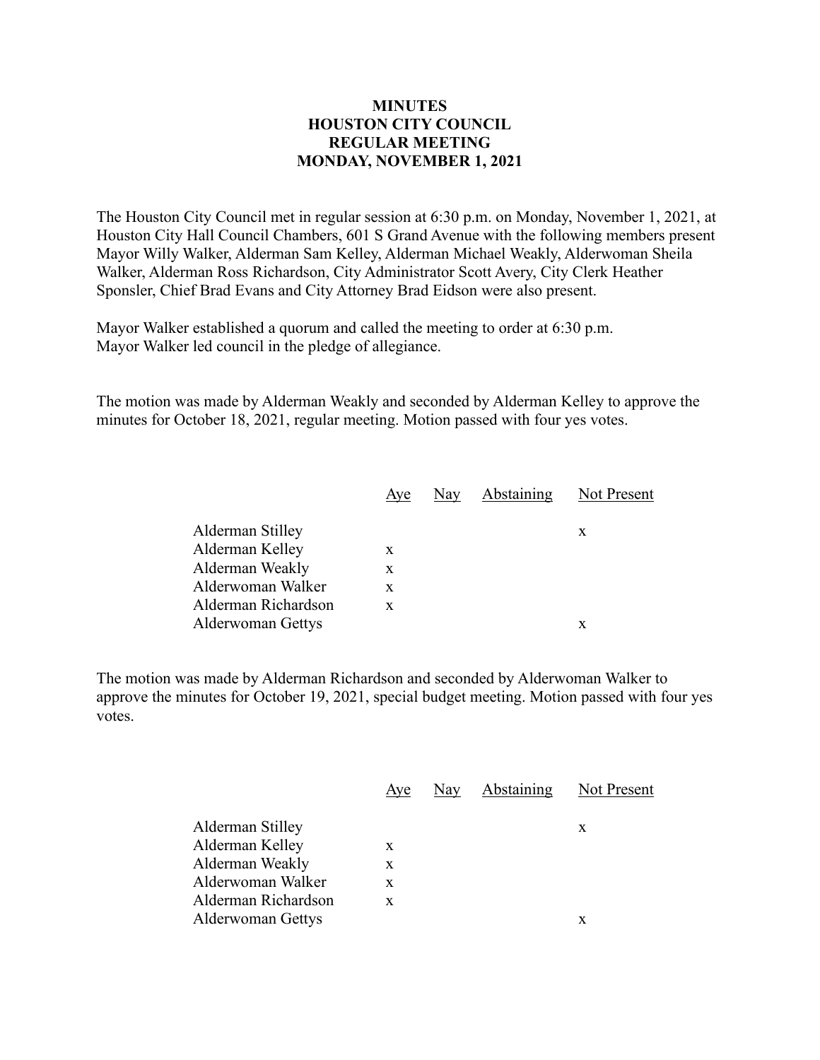# MINUTES
# HOUSTON CITY COUNCIL
# REGULAR MEETING
# MONDAY, NOVEMBER 1, 2021

The Houston City Council met in regular session at 6:30 p.m. on Monday, November 1, 2021, at Houston City Hall Council Chambers, 601 S Grand Avenue with the following members present Mayor Willy Walker, Alderman Sam Kelley, Alderman Michael Weakly, Alderwoman Sheila Walker, Alderman Ross Richardson, City Administrator Scott Avery, City Clerk Heather Sponsler, Chief Brad Evans and City Attorney Brad Eidson were also present.

Mayor Walker established a quorum and called the meeting to order at 6:30 p.m.
Mayor Walker led council in the pledge of allegiance.

The motion was made by Alderman Weakly and seconded by Alderman Kelley to approve the minutes for October 18, 2021, regular meeting. Motion passed with four yes votes.

| | Aye | Nay | Abstaining | Not Present |
|---|---|---|---|---|
| Alderman Stilley | | | | x |
| Alderman Kelley | x | | | |
| Alderman Weakly | x | | | |
| Alderwoman Walker | x | | | |
| Alderman Richardson | x | | | |
| Alderwoman Gettys | | | | x |

The motion was made by Alderman Richardson and seconded by Alderwoman Walker to approve the minutes for October 19, 2021, special budget meeting. Motion passed with four yes votes.

| | Aye | Nay | Abstaining | Not Present |
|---|---|---|---|---|
| Alderman Stilley | | | | x |
| Alderman Kelley | x | | | |
| Alderman Weakly | x | | | |
| Alderwoman Walker | x | | | |
| Alderman Richardson | x | | | |
| Alderwoman Gettys | | | | x |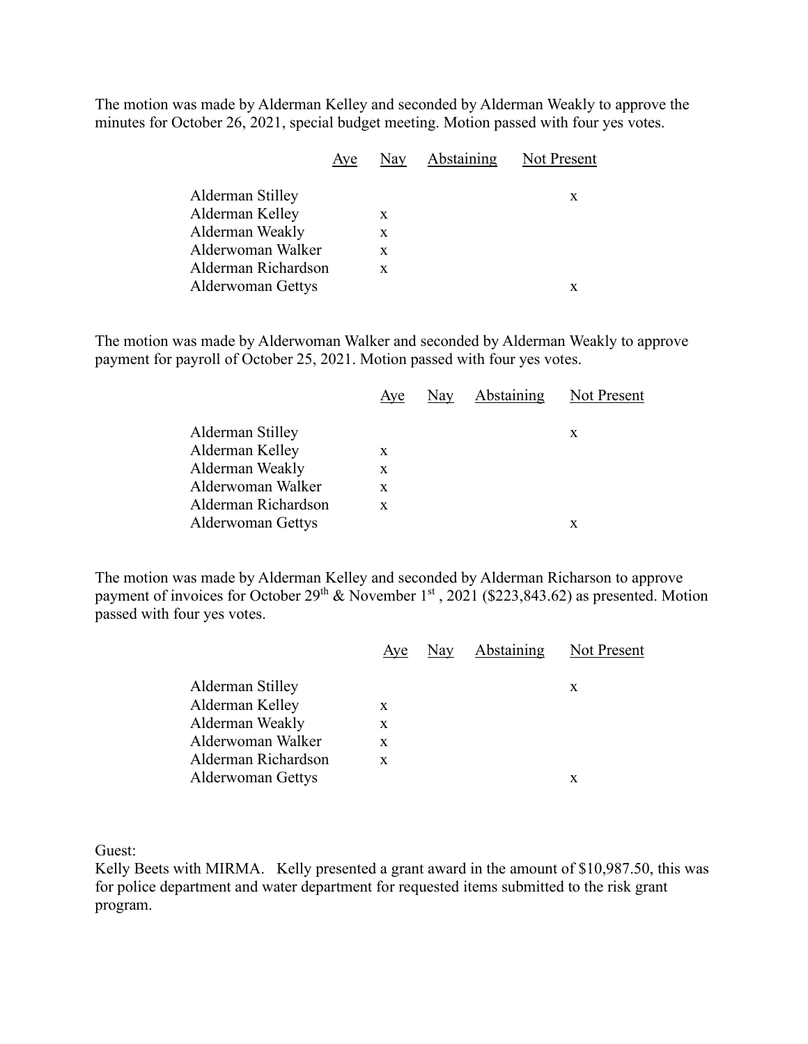The motion was made by Alderman Kelley and seconded by Alderman Weakly to approve the minutes for October 26, 2021, special budget meeting. Motion passed with four yes votes.

| | Aye | Nay | Abstaining | Not Present |
|---|---|---|---|---|
| Alderman Stilley | | | | x |
| Alderman Kelley | | x | | |
| Alderman Weakly | | x | | |
| Alderwoman Walker | | x | | |
| Alderman Richardson | | x | | |
| Alderwoman Gettys | | | | x |

The motion was made by Alderwoman Walker and seconded by Alderman Weakly to approve payment for payroll of October 25, 2021. Motion passed with four yes votes.

| | Aye | Nay | Abstaining | Not Present |
|---|---|---|---|---|
| Alderman Stilley | | | | x |
| Alderman Kelley | x | | | |
| Alderman Weakly | x | | | |
| Alderwoman Walker | x | | | |
| Alderman Richardson | x | | | |
| Alderwoman Gettys | | | | x |

The motion was made by Alderman Kelley and seconded by Alderman Richarson to approve payment of invoices for October 29th & November 1st , 2021 ($223,843.62) as presented. Motion passed with four yes votes.

| | Aye | Nay | Abstaining | Not Present |
|---|---|---|---|---|
| Alderman Stilley | | | | x |
| Alderman Kelley | x | | | |
| Alderman Weakly | x | | | |
| Alderwoman Walker | x | | | |
| Alderman Richardson | x | | | |
| Alderwoman Gettys | | | | x |

Guest:
Kelly Beets with MIRMA. Kelly presented a grant award in the amount of $10,987.50, this was for police department and water department for requested items submitted to the risk grant program.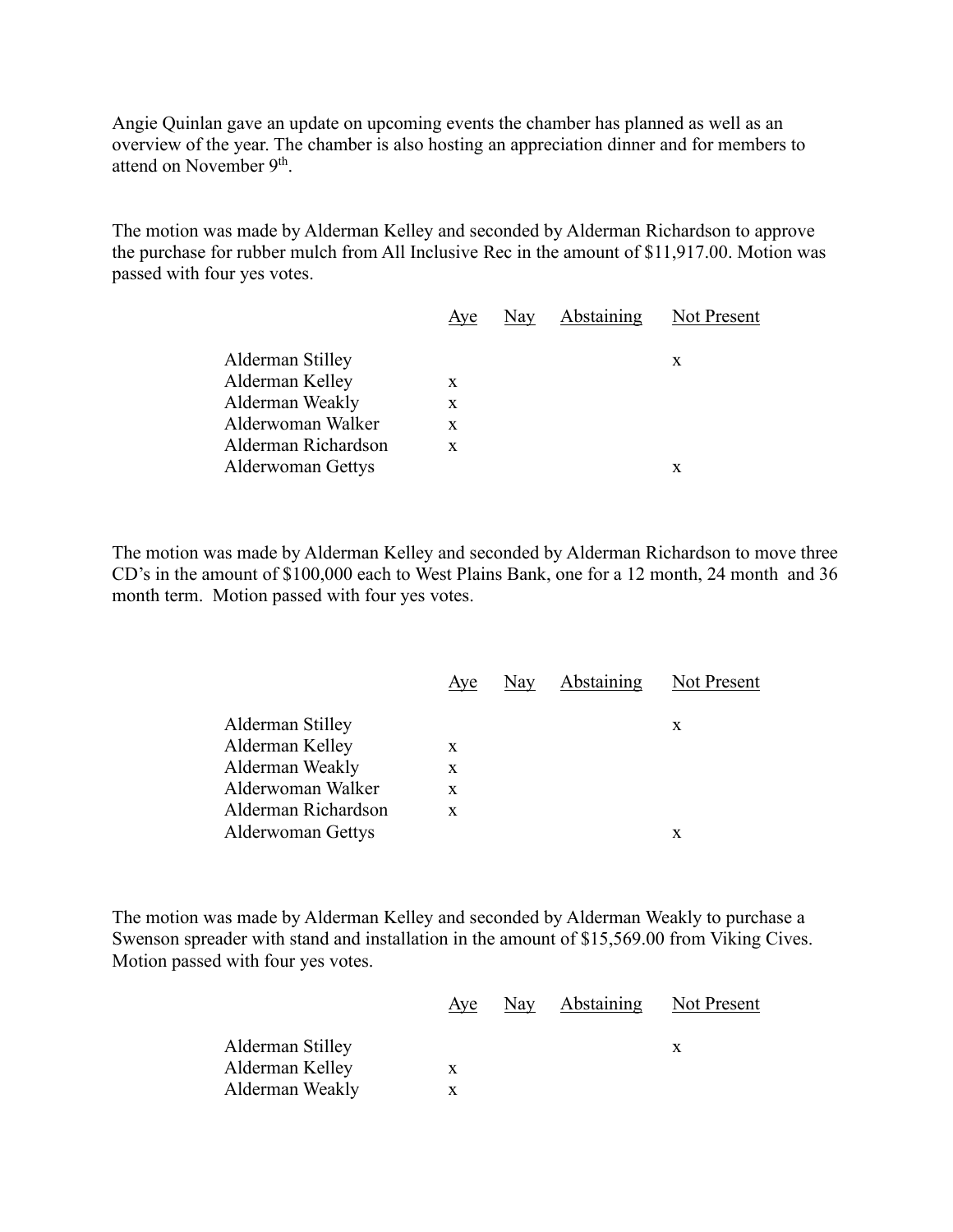Angie Quinlan gave an update on upcoming events the chamber has planned as well as an overview of the year. The chamber is also hosting an appreciation dinner and for members to attend on November 9th.

The motion was made by Alderman Kelley and seconded by Alderman Richardson to approve the purchase for rubber mulch from All Inclusive Rec in the amount of $11,917.00. Motion was passed with four yes votes.

| | Aye | Nay | Abstaining | Not Present |
|---|---|---|---|---|
| Alderman Stilley | | | | x |
| Alderman Kelley | x | | | |
| Alderman Weakly | x | | | |
| Alderwoman Walker | x | | | |
| Alderman Richardson | x | | | |
| Alderwoman Gettys | | | | x |

The motion was made by Alderman Kelley and seconded by Alderman Richardson to move three CD's in the amount of $100,000 each to West Plains Bank, one for a 12 month, 24 month and 36 month term. Motion passed with four yes votes.

| | Aye | Nay | Abstaining | Not Present |
|---|---|---|---|---|
| Alderman Stilley | | | | x |
| Alderman Kelley | x | | | |
| Alderman Weakly | x | | | |
| Alderwoman Walker | x | | | |
| Alderman Richardson | x | | | |
| Alderwoman Gettys | | | | x |

The motion was made by Alderman Kelley and seconded by Alderman Weakly to purchase a Swenson spreader with stand and installation in the amount of $15,569.00 from Viking Cives. Motion passed with four yes votes.

| | Aye | Nay | Abstaining | Not Present |
|---|---|---|---|---|
| Alderman Stilley | | | | x |
| Alderman Kelley | x | | | |
| Alderman Weakly | x | | | |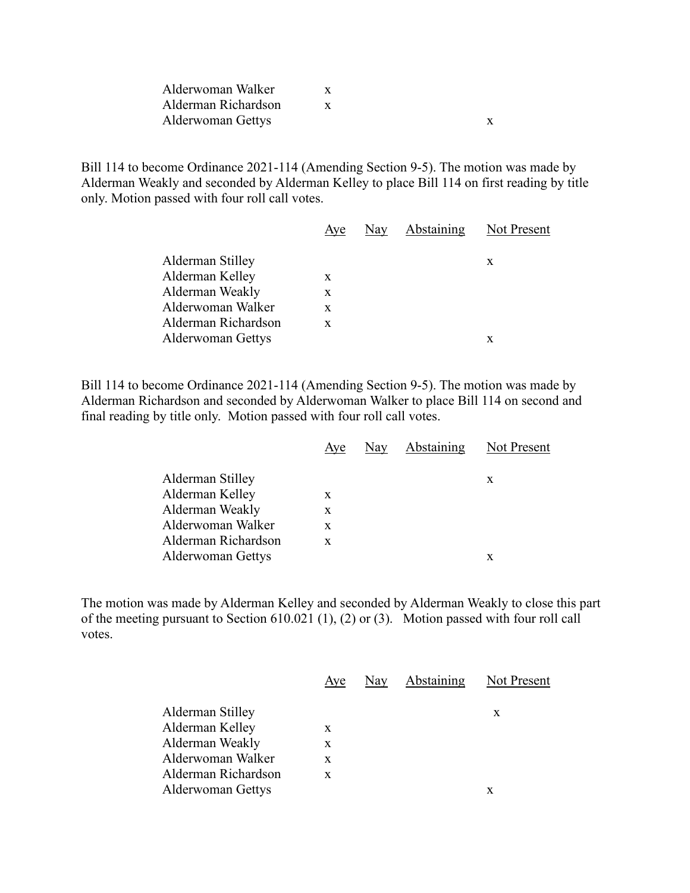| | Aye | Nay | Abstaining | Not Present |
|---|---|---|---|---|
| Alderwoman Walker | x | | | |
| Alderman Richardson | x | | | |
| Alderwoman Gettys | | | | x |

Bill 114 to become Ordinance 2021-114 (Amending Section 9-5). The motion was made by Alderman Weakly and seconded by Alderman Kelley to place Bill 114 on first reading by title only. Motion passed with four roll call votes.

| | Aye | Nay | Abstaining | Not Present |
|---|---|---|---|---|
| Alderman Stilley | | | | x |
| Alderman Kelley | x | | | |
| Alderman Weakly | x | | | |
| Alderwoman Walker | x | | | |
| Alderman Richardson | x | | | |
| Alderwoman Gettys | | | | x |

Bill 114 to become Ordinance 2021-114 (Amending Section 9-5). The motion was made by Alderman Richardson and seconded by Alderwoman Walker to place Bill 114 on second and final reading by title only. Motion passed with four roll call votes.

| | Aye | Nay | Abstaining | Not Present |
|---|---|---|---|---|
| Alderman Stilley | | | | x |
| Alderman Kelley | x | | | |
| Alderman Weakly | x | | | |
| Alderwoman Walker | x | | | |
| Alderman Richardson | x | | | |
| Alderwoman Gettys | | | | x |

The motion was made by Alderman Kelley and seconded by Alderman Weakly to close this part of the meeting pursuant to Section 610.021 (1), (2) or (3). Motion passed with four roll call votes.

| | Aye | Nay | Abstaining | Not Present |
|---|---|---|---|---|
| Alderman Stilley | | | | x |
| Alderman Kelley | x | | | |
| Alderman Weakly | x | | | |
| Alderwoman Walker | x | | | |
| Alderman Richardson | x | | | |
| Alderwoman Gettys | | | | x |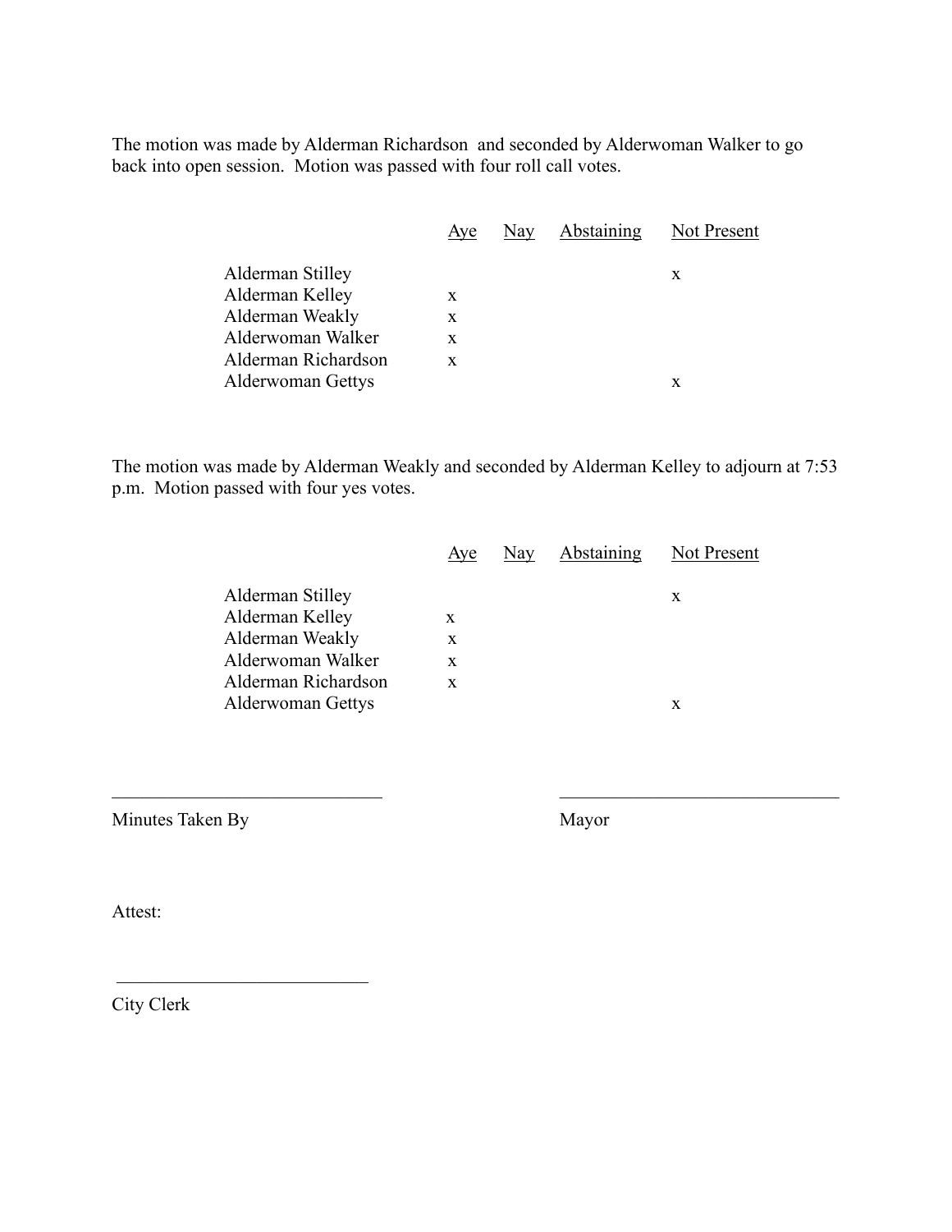The motion was made by Alderman Richardson and seconded by Alderwoman Walker to go back into open session. Motion was passed with four roll call votes.

| | Aye | Nay | Abstaining | Not Present |
|---|---|---|---|---|
| Alderman Stilley | | | | x |
| Alderman Kelley | x | | | |
| Alderman Weakly | x | | | |
| Alderwoman Walker | x | | | |
| Alderman Richardson | x | | | |
| Alderwoman Gettys | | | | x |

The motion was made by Alderman Weakly and seconded by Alderman Kelley to adjourn at 7:53 p.m. Motion passed with four yes votes.

| | Aye | Nay | Abstaining | Not Present |
|---|---|---|---|---|
| Alderman Stilley | | | | x |
| Alderman Kelley | x | | | |
| Alderman Weakly | x | | | |
| Alderwoman Walker | x | | | |
| Alderman Richardson | x | | | |
| Alderwoman Gettys | | | | x |

______________________________ ______________________________

Minutes Taken By Mayor

Attest:

____________________________

City Clerk